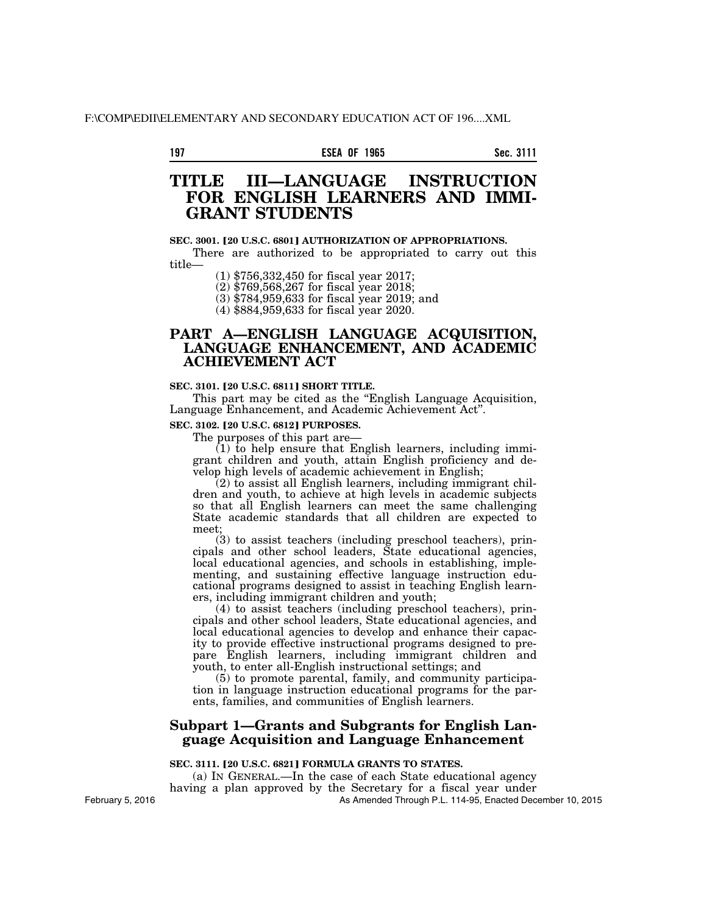# TITLE III—LANGUAGE INSTRUCTION FOR ENGLISH LEARNERS AND IMMIGRANT STUDENTS

**SEC. 3001. [20 U.S.C. 6801] AUTHORIZATION OF APPROPRIATIONS.**

There are authorized to be appropriated to carry out this title—

(1) $756,332,450 for fiscal year 2017;

(2) $769,568,267 for fiscal year 2018;

(3) $784,959,633 for fiscal year 2019; and

(4) $884,959,633 for fiscal year 2020.

## PART A—ENGLISH LANGUAGE ACQUISITION, LANGUAGE ENHANCEMENT, AND ACADEMIC ACHIEVEMENT ACT

**SEC. 3101. [20 U.S.C. 6811] SHORT TITLE.**

This part may be cited as the "English Language Acquisition, Language Enhancement, and Academic Achievement Act".

**SEC. 3102. [20 U.S.C. 6812] PURPOSES.**

The purposes of this part are—

(1) to help ensure that English learners, including immigrant children and youth, attain English proficiency and develop high levels of academic achievement in English;

(2) to assist all English learners, including immigrant children and youth, to achieve at high levels in academic subjects so that all English learners can meet the same challenging State academic standards that all children are expected to meet;

(3) to assist teachers (including preschool teachers), principals and other school leaders, State educational agencies, local educational agencies, and schools in establishing, implementing, and sustaining effective language instruction educational programs designed to assist in teaching English learners, including immigrant children and youth;

(4) to assist teachers (including preschool teachers), principals and other school leaders, State educational agencies, and local educational agencies to develop and enhance their capacity to provide effective instructional programs designed to prepare English learners, including immigrant children and youth, to enter all-English instructional settings; and

(5) to promote parental, family, and community participation in language instruction educational programs for the parents, families, and communities of English learners.

### Subpart 1—Grants and Subgrants for English Language Acquisition and Language Enhancement

**SEC. 3111. [20 U.S.C. 6821] FORMULA GRANTS TO STATES.**

(a) IN GENERAL.—In the case of each State educational agency having a plan approved by the Secretary for a fiscal year under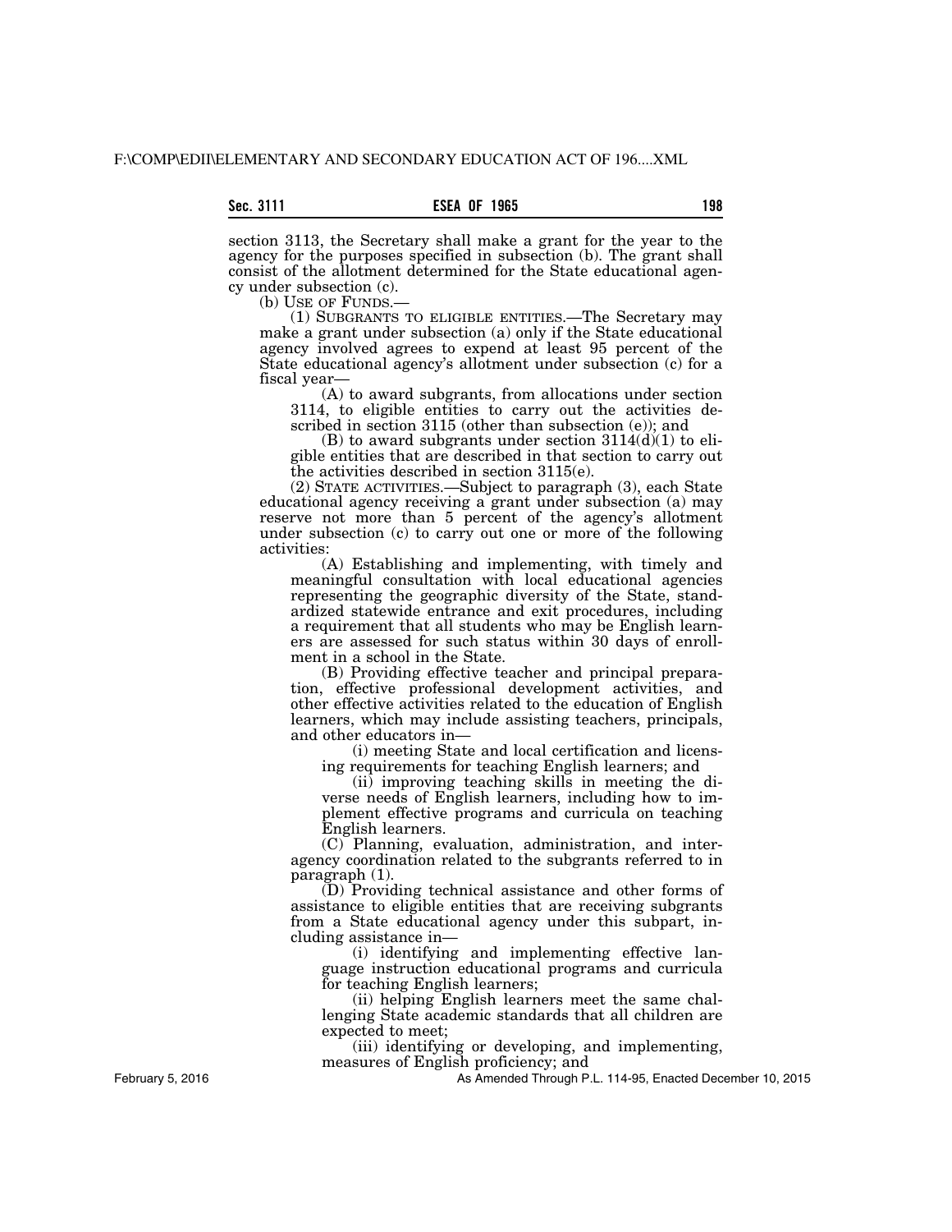section 3113, the Secretary shall make a grant for the year to the agency for the purposes specified in subsection (b). The grant shall consist of the allotment determined for the State educational agency under subsection (c).

(b) USE OF FUNDS.—

(1) SUBGRANTS TO ELIGIBLE ENTITIES.—The Secretary may make a grant under subsection (a) only if the State educational agency involved agrees to expend at least 95 percent of the State educational agency's allotment under subsection (c) for a fiscal year—

(A) to award subgrants, from allocations under section 3114, to eligible entities to carry out the activities described in section 3115 (other than subsection (e)); and

(B) to award subgrants under section 3114(d)(1) to eligible entities that are described in that section to carry out the activities described in section 3115(e).

(2) STATE ACTIVITIES.—Subject to paragraph (3), each State educational agency receiving a grant under subsection (a) may reserve not more than 5 percent of the agency's allotment under subsection (c) to carry out one or more of the following activities:

(A) Establishing and implementing, with timely and meaningful consultation with local educational agencies representing the geographic diversity of the State, standardized statewide entrance and exit procedures, including a requirement that all students who may be English learners are assessed for such status within 30 days of enrollment in a school in the State.

(B) Providing effective teacher and principal preparation, effective professional development activities, and other effective activities related to the education of English learners, which may include assisting teachers, principals, and other educators in—

(i) meeting State and local certification and licensing requirements for teaching English learners; and

(ii) improving teaching skills in meeting the diverse needs of English learners, including how to implement effective programs and curricula on teaching English learners.

(C) Planning, evaluation, administration, and interagency coordination related to the subgrants referred to in paragraph (1).

(D) Providing technical assistance and other forms of assistance to eligible entities that are receiving subgrants from a State educational agency under this subpart, including assistance in—

(i) identifying and implementing effective language instruction educational programs and curricula for teaching English learners;

(ii) helping English learners meet the same challenging State academic standards that all children are expected to meet;

(iii) identifying or developing, and implementing, measures of English proficiency; and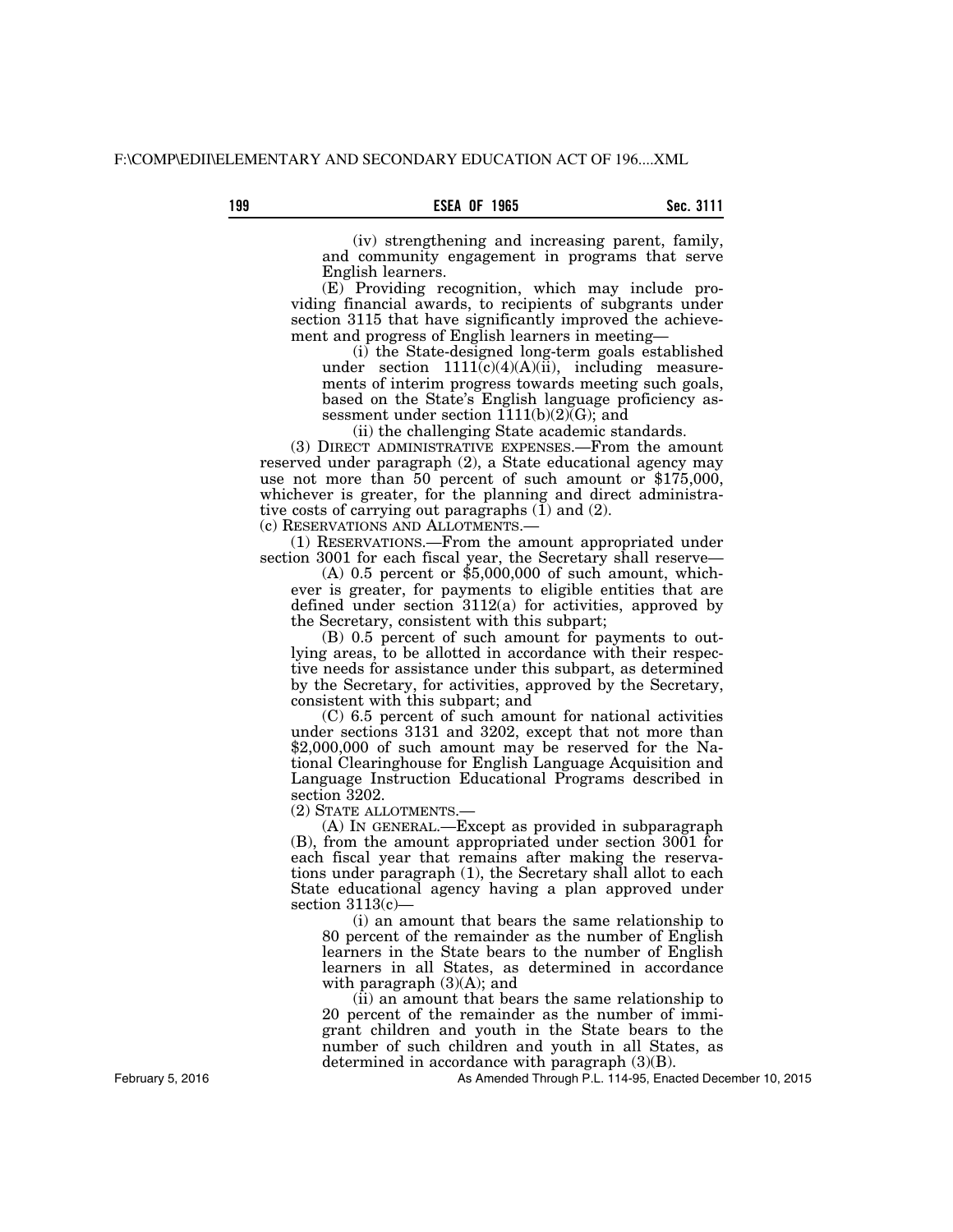(iv) strengthening and increasing parent, family, and community engagement in programs that serve English learners.

(E) Providing recognition, which may include providing financial awards, to recipients of subgrants under section 3115 that have significantly improved the achievement and progress of English learners in meeting—

(i) the State-designed long-term goals established under section 1111(c)(4)(A)(ii), including measurements of interim progress towards meeting such goals, based on the State's English language proficiency assessment under section 1111(b)(2)(G); and

(ii) the challenging State academic standards.

(3) DIRECT ADMINISTRATIVE EXPENSES.—From the amount reserved under paragraph (2), a State educational agency may use not more than 50 percent of such amount or $175,000, whichever is greater, for the planning and direct administrative costs of carrying out paragraphs (1) and (2).

(c) RESERVATIONS AND ALLOTMENTS.—

(1) RESERVATIONS.—From the amount appropriated under section 3001 for each fiscal year, the Secretary shall reserve—

(A) 0.5 percent or $5,000,000 of such amount, whichever is greater, for payments to eligible entities that are defined under section 3112(a) for activities, approved by the Secretary, consistent with this subpart;

(B) 0.5 percent of such amount for payments to outlying areas, to be allotted in accordance with their respective needs for assistance under this subpart, as determined by the Secretary, for activities, approved by the Secretary, consistent with this subpart; and

(C) 6.5 percent of such amount for national activities under sections 3131 and 3202, except that not more than $2,000,000 of such amount may be reserved for the National Clearinghouse for English Language Acquisition and Language Instruction Educational Programs described in section 3202.

(2) STATE ALLOTMENTS.—

(A) IN GENERAL.—Except as provided in subparagraph (B), from the amount appropriated under section 3001 for each fiscal year that remains after making the reservations under paragraph (1), the Secretary shall allot to each State educational agency having a plan approved under section 3113(c)—

(i) an amount that bears the same relationship to 80 percent of the remainder as the number of English learners in the State bears to the number of English learners in all States, as determined in accordance with paragraph (3)(A); and

(ii) an amount that bears the same relationship to 20 percent of the remainder as the number of immigrant children and youth in the State bears to the number of such children and youth in all States, as determined in accordance with paragraph (3)(B).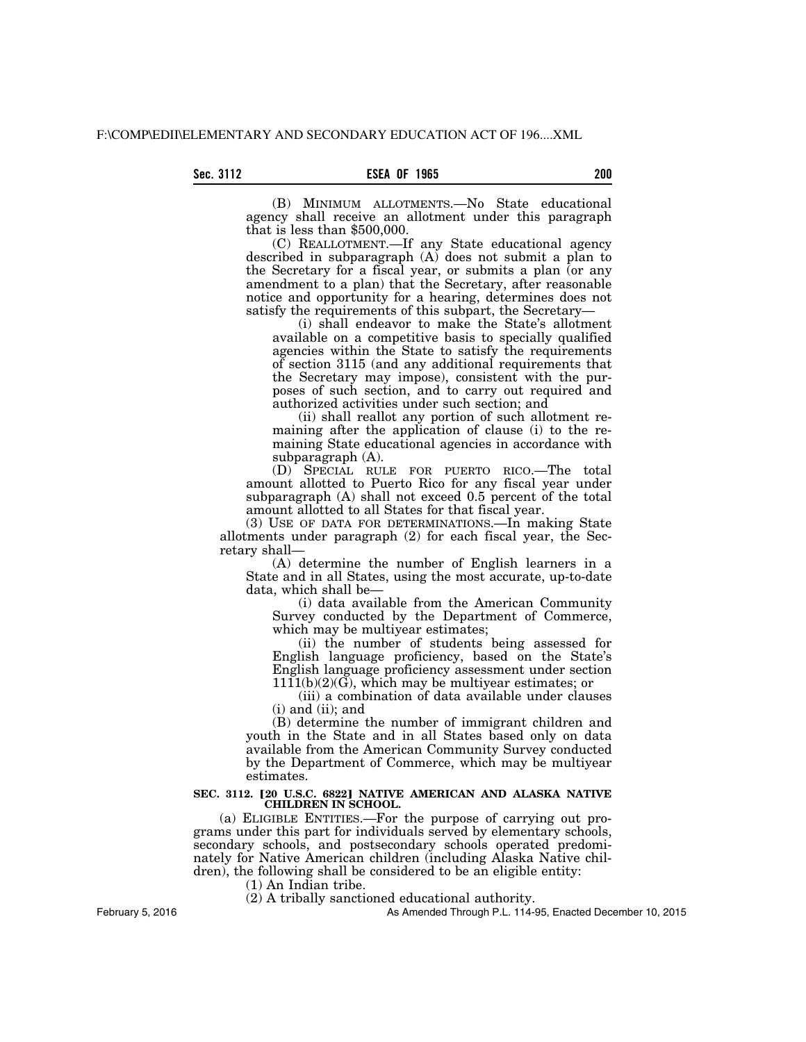(B) MINIMUM ALLOTMENTS.—No State educational agency shall receive an allotment under this paragraph that is less than $500,000.

(C) REALLOTMENT.—If any State educational agency described in subparagraph (A) does not submit a plan to the Secretary for a fiscal year, or submits a plan (or any amendment to a plan) that the Secretary, after reasonable notice and opportunity for a hearing, determines does not satisfy the requirements of this subpart, the Secretary—

(i) shall endeavor to make the State's allotment available on a competitive basis to specially qualified agencies within the State to satisfy the requirements of section 3115 (and any additional requirements that the Secretary may impose), consistent with the purposes of such section, and to carry out required and authorized activities under such section; and

(ii) shall reallot any portion of such allotment remaining after the application of clause (i) to the remaining State educational agencies in accordance with subparagraph (A).

(D) SPECIAL RULE FOR PUERTO RICO.—The total amount allotted to Puerto Rico for any fiscal year under subparagraph (A) shall not exceed 0.5 percent of the total amount allotted to all States for that fiscal year.

(3) USE OF DATA FOR DETERMINATIONS.—In making State allotments under paragraph (2) for each fiscal year, the Secretary shall—

(A) determine the number of English learners in a State and in all States, using the most accurate, up-to-date data, which shall be—

(i) data available from the American Community Survey conducted by the Department of Commerce, which may be multiyear estimates;

(ii) the number of students being assessed for English language proficiency, based on the State's English language proficiency assessment under section 1111(b)(2)(G), which may be multiyear estimates; or

(iii) a combination of data available under clauses (i) and (ii); and

(B) determine the number of immigrant children and youth in the State and in all States based only on data available from the American Community Survey conducted by the Department of Commerce, which may be multiyear estimates.

**SEC. 3112. [20 U.S.C. 6822] NATIVE AMERICAN AND ALASKA NATIVE CHILDREN IN SCHOOL.**

(a) ELIGIBLE ENTITIES.—For the purpose of carrying out programs under this part for individuals served by elementary schools, secondary schools, and postsecondary schools operated predominately for Native American children (including Alaska Native children), the following shall be considered to be an eligible entity:

(1) An Indian tribe.

(2) A tribally sanctioned educational authority.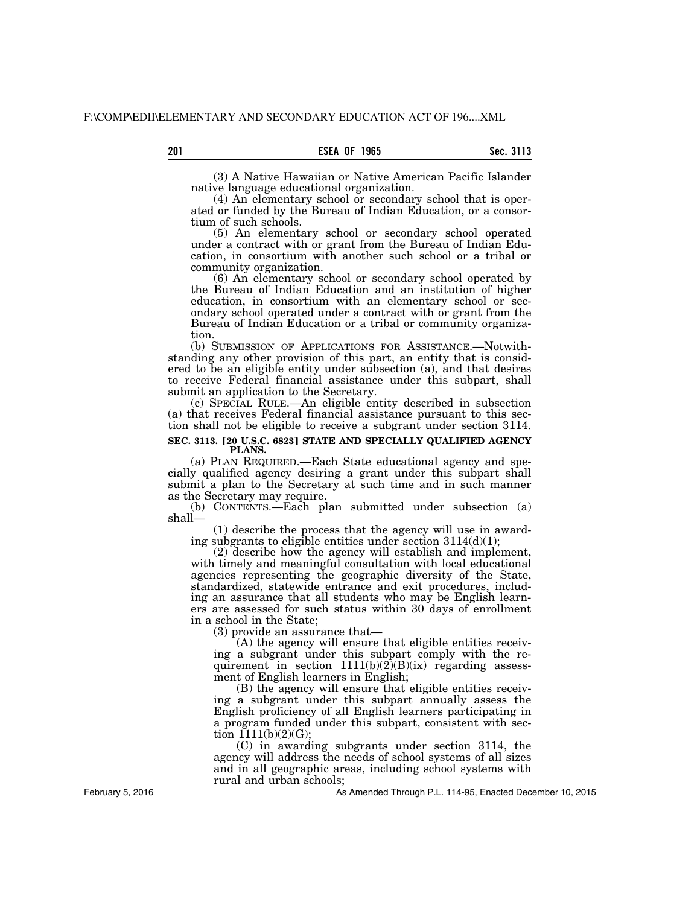(3) A Native Hawaiian or Native American Pacific Islander native language educational organization.

(4) An elementary school or secondary school that is operated or funded by the Bureau of Indian Education, or a consortium of such schools.

(5) An elementary school or secondary school operated under a contract with or grant from the Bureau of Indian Education, in consortium with another such school or a tribal or community organization.

(6) An elementary school or secondary school operated by the Bureau of Indian Education and an institution of higher education, in consortium with an elementary school or secondary school operated under a contract with or grant from the Bureau of Indian Education or a tribal or community organization.

(b) SUBMISSION OF APPLICATIONS FOR ASSISTANCE.—Notwithstanding any other provision of this part, an entity that is considered to be an eligible entity under subsection (a), and that desires to receive Federal financial assistance under this subpart, shall submit an application to the Secretary.

(c) SPECIAL RULE.—An eligible entity described in subsection (a) that receives Federal financial assistance pursuant to this section shall not be eligible to receive a subgrant under section 3114.

### SEC. 3113. [20 U.S.C. 6823] STATE AND SPECIALLY QUALIFIED AGENCY PLANS.

(a) PLAN REQUIRED.—Each State educational agency and specially qualified agency desiring a grant under this subpart shall submit a plan to the Secretary at such time and in such manner as the Secretary may require.

(b) CONTENTS.—Each plan submitted under subsection (a) shall—

(1) describe the process that the agency will use in awarding subgrants to eligible entities under section 3114(d)(1);

(2) describe how the agency will establish and implement, with timely and meaningful consultation with local educational agencies representing the geographic diversity of the State, standardized, statewide entrance and exit procedures, including an assurance that all students who may be English learners are assessed for such status within 30 days of enrollment in a school in the State;

(3) provide an assurance that—

(A) the agency will ensure that eligible entities receiving a subgrant under this subpart comply with the requirement in section 1111(b)(2)(B)(ix) regarding assessment of English learners in English;

(B) the agency will ensure that eligible entities receiving a subgrant under this subpart annually assess the English proficiency of all English learners participating in a program funded under this subpart, consistent with section 1111(b)(2)(G);

(C) in awarding subgrants under section 3114, the agency will address the needs of school systems of all sizes and in all geographic areas, including school systems with rural and urban schools;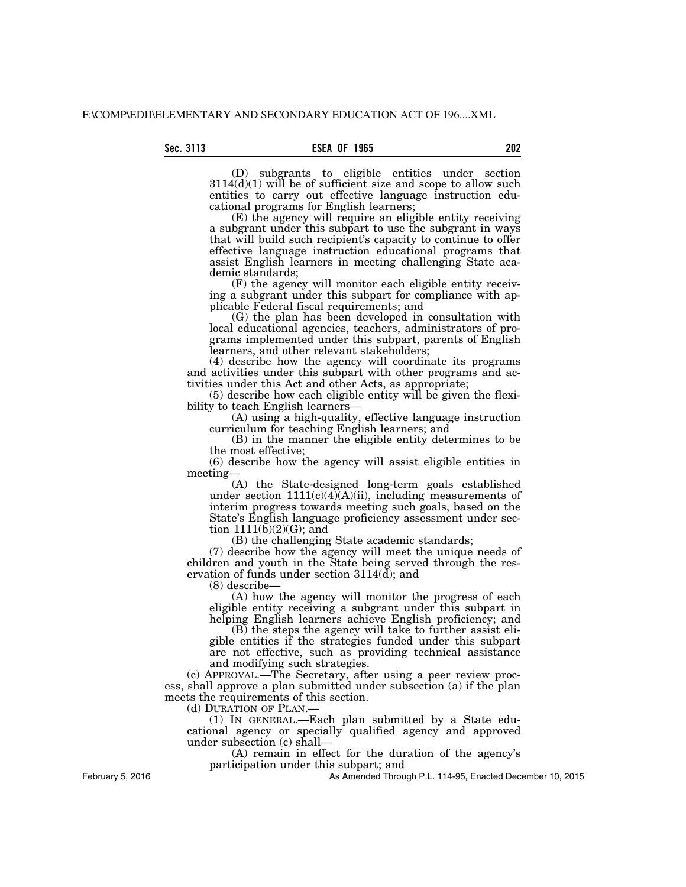(D) subgrants to eligible entities under section 3114(d)(1) will be of sufficient size and scope to allow such entities to carry out effective language instruction educational programs for English learners;

(E) the agency will require an eligible entity receiving a subgrant under this subpart to use the subgrant in ways that will build such recipient's capacity to continue to offer effective language instruction educational programs that assist English learners in meeting challenging State academic standards;

(F) the agency will monitor each eligible entity receiving a subgrant under this subpart for compliance with applicable Federal fiscal requirements; and

(G) the plan has been developed in consultation with local educational agencies, teachers, administrators of programs implemented under this subpart, parents of English learners, and other relevant stakeholders;

(4) describe how the agency will coordinate its programs and activities under this subpart with other programs and activities under this Act and other Acts, as appropriate;

(5) describe how each eligible entity will be given the flexibility to teach English learners—

(A) using a high-quality, effective language instruction curriculum for teaching English learners; and

(B) in the manner the eligible entity determines to be the most effective;

(6) describe how the agency will assist eligible entities in meeting—

(A) the State-designed long-term goals established under section 1111(c)(4)(A)(ii), including measurements of interim progress towards meeting such goals, based on the State's English language proficiency assessment under section 1111(b)(2)(G); and

(B) the challenging State academic standards;

(7) describe how the agency will meet the unique needs of children and youth in the State being served through the reservation of funds under section 3114(d); and

(8) describe—

(A) how the agency will monitor the progress of each eligible entity receiving a subgrant under this subpart in helping English learners achieve English proficiency; and

(B) the steps the agency will take to further assist eligible entities if the strategies funded under this subpart are not effective, such as providing technical assistance and modifying such strategies.

(c) APPROVAL.—The Secretary, after using a peer review process, shall approve a plan submitted under subsection (a) if the plan meets the requirements of this section.

(d) DURATION OF PLAN.—

(1) IN GENERAL.—Each plan submitted by a State educational agency or specially qualified agency and approved under subsection (c) shall—

(A) remain in effect for the duration of the agency's participation under this subpart; and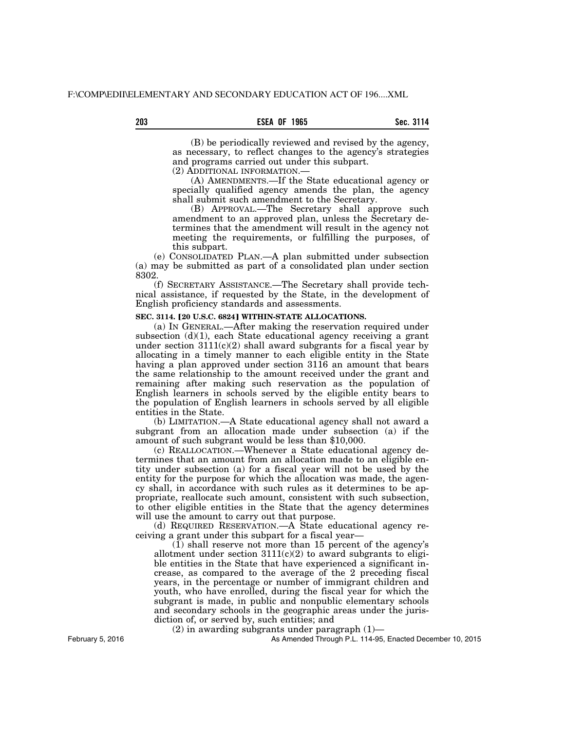(B) be periodically reviewed and revised by the agency, as necessary, to reflect changes to the agency's strategies and programs carried out under this subpart.

(2) ADDITIONAL INFORMATION.—

(A) AMENDMENTS.—If the State educational agency or specially qualified agency amends the plan, the agency shall submit such amendment to the Secretary.

(B) APPROVAL.—The Secretary shall approve such amendment to an approved plan, unless the Secretary determines that the amendment will result in the agency not meeting the requirements, or fulfilling the purposes, of this subpart.

(e) CONSOLIDATED PLAN.—A plan submitted under subsection (a) may be submitted as part of a consolidated plan under section 8302.

(f) SECRETARY ASSISTANCE.—The Secretary shall provide technical assistance, if requested by the State, in the development of English proficiency standards and assessments.

**SEC. 3114. [20 U.S.C. 6824] WITHIN-STATE ALLOCATIONS.**

(a) IN GENERAL.—After making the reservation required under subsection (d)(1), each State educational agency receiving a grant under section 3111(c)(2) shall award subgrants for a fiscal year by allocating in a timely manner to each eligible entity in the State having a plan approved under section 3116 an amount that bears the same relationship to the amount received under the grant and remaining after making such reservation as the population of English learners in schools served by the eligible entity bears to the population of English learners in schools served by all eligible entities in the State.

(b) LIMITATION.—A State educational agency shall not award a subgrant from an allocation made under subsection (a) if the amount of such subgrant would be less than $10,000.

(c) REALLOCATION.—Whenever a State educational agency determines that an amount from an allocation made to an eligible entity under subsection (a) for a fiscal year will not be used by the entity for the purpose for which the allocation was made, the agency shall, in accordance with such rules as it determines to be appropriate, reallocate such amount, consistent with such subsection, to other eligible entities in the State that the agency determines will use the amount to carry out that purpose.

(d) REQUIRED RESERVATION.—A State educational agency receiving a grant under this subpart for a fiscal year—

(1) shall reserve not more than 15 percent of the agency's allotment under section 3111(c)(2) to award subgrants to eligible entities in the State that have experienced a significant increase, as compared to the average of the 2 preceding fiscal years, in the percentage or number of immigrant children and youth, who have enrolled, during the fiscal year for which the subgrant is made, in public and nonpublic elementary schools and secondary schools in the geographic areas under the jurisdiction of, or served by, such entities; and

(2) in awarding subgrants under paragraph (1)—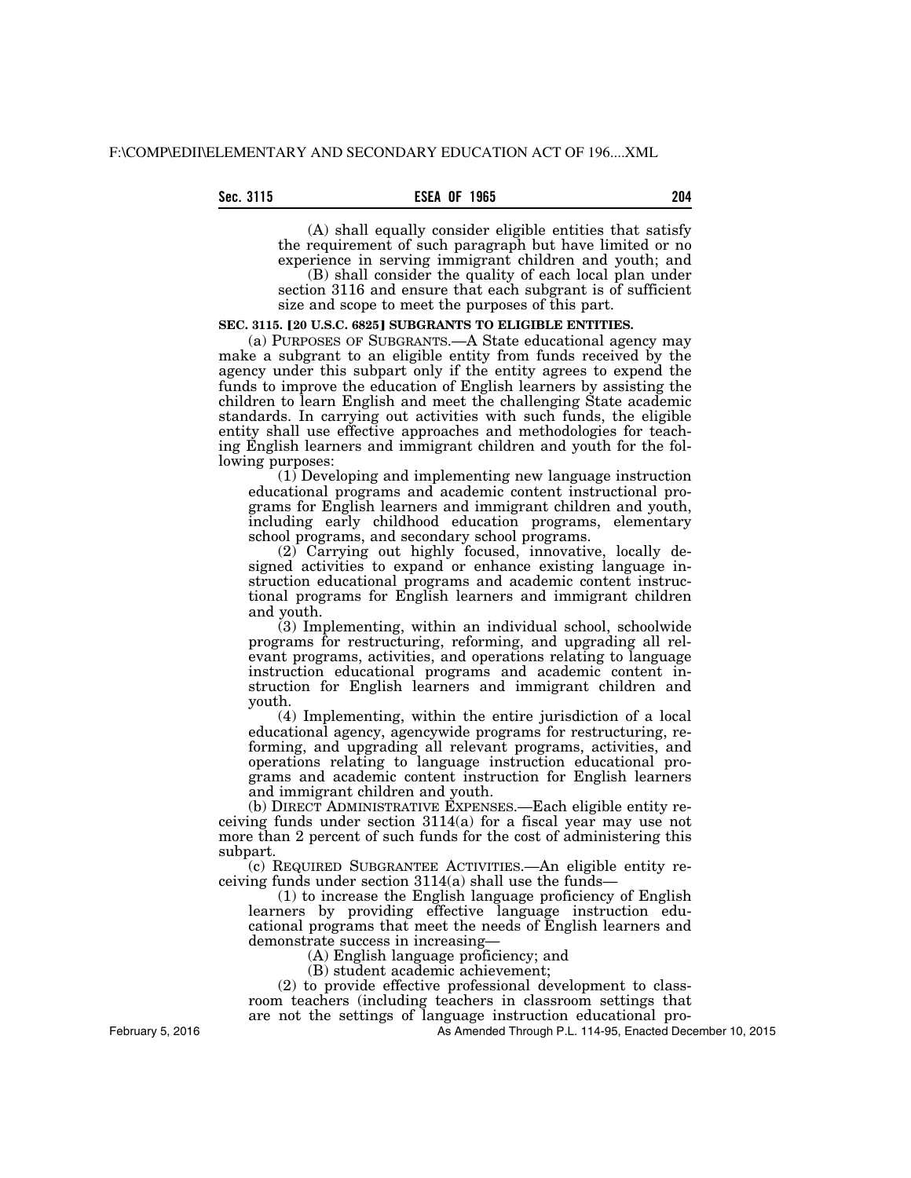(A) shall equally consider eligible entities that satisfy the requirement of such paragraph but have limited or no experience in serving immigrant children and youth; and

(B) shall consider the quality of each local plan under section 3116 and ensure that each subgrant is of sufficient size and scope to meet the purposes of this part.

**SEC. 3115. [20 U.S.C. 6825] SUBGRANTS TO ELIGIBLE ENTITIES.**

(a) PURPOSES OF SUBGRANTS.—A State educational agency may make a subgrant to an eligible entity from funds received by the agency under this subpart only if the entity agrees to expend the funds to improve the education of English learners by assisting the children to learn English and meet the challenging State academic standards. In carrying out activities with such funds, the eligible entity shall use effective approaches and methodologies for teaching English learners and immigrant children and youth for the following purposes:

(1) Developing and implementing new language instruction educational programs and academic content instructional programs for English learners and immigrant children and youth, including early childhood education programs, elementary school programs, and secondary school programs.

(2) Carrying out highly focused, innovative, locally designed activities to expand or enhance existing language instruction educational programs and academic content instructional programs for English learners and immigrant children and youth.

(3) Implementing, within an individual school, schoolwide programs for restructuring, reforming, and upgrading all relevant programs, activities, and operations relating to language instruction educational programs and academic content instruction for English learners and immigrant children and youth.

(4) Implementing, within the entire jurisdiction of a local educational agency, agencywide programs for restructuring, reforming, and upgrading all relevant programs, activities, and operations relating to language instruction educational programs and academic content instruction for English learners and immigrant children and youth.

(b) DIRECT ADMINISTRATIVE EXPENSES.—Each eligible entity receiving funds under section 3114(a) for a fiscal year may use not more than 2 percent of such funds for the cost of administering this subpart.

(c) REQUIRED SUBGRANTEE ACTIVITIES.—An eligible entity receiving funds under section 3114(a) shall use the funds—

(1) to increase the English language proficiency of English learners by providing effective language instruction educational programs that meet the needs of English learners and demonstrate success in increasing—

(A) English language proficiency; and

(B) student academic achievement;

(2) to provide effective professional development to classroom teachers (including teachers in classroom settings that are not the settings of language instruction educational pro-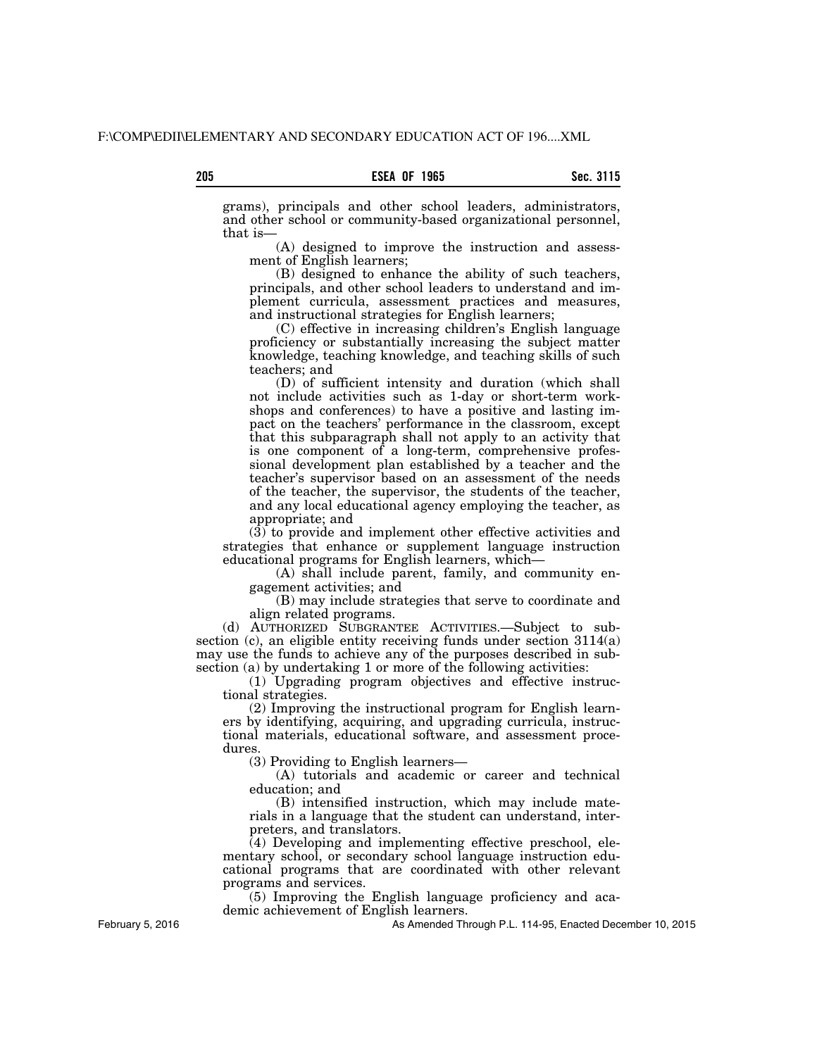grams), principals and other school leaders, administrators, and other school or community-based organizational personnel, that is—

(A) designed to improve the instruction and assessment of English learners;

(B) designed to enhance the ability of such teachers, principals, and other school leaders to understand and implement curricula, assessment practices and measures, and instructional strategies for English learners;

(C) effective in increasing children's English language proficiency or substantially increasing the subject matter knowledge, teaching knowledge, and teaching skills of such teachers; and

(D) of sufficient intensity and duration (which shall not include activities such as 1-day or short-term workshops and conferences) to have a positive and lasting impact on the teachers' performance in the classroom, except that this subparagraph shall not apply to an activity that is one component of a long-term, comprehensive professional development plan established by a teacher and the teacher's supervisor based on an assessment of the needs of the teacher, the supervisor, the students of the teacher, and any local educational agency employing the teacher, as appropriate; and

(3) to provide and implement other effective activities and strategies that enhance or supplement language instruction educational programs for English learners, which—

(A) shall include parent, family, and community engagement activities; and

(B) may include strategies that serve to coordinate and align related programs.

(d) AUTHORIZED SUBGRANTEE ACTIVITIES.—Subject to subsection (c), an eligible entity receiving funds under section 3114(a) may use the funds to achieve any of the purposes described in subsection (a) by undertaking 1 or more of the following activities:

(1) Upgrading program objectives and effective instructional strategies.

(2) Improving the instructional program for English learners by identifying, acquiring, and upgrading curricula, instructional materials, educational software, and assessment procedures.

(3) Providing to English learners—

(A) tutorials and academic or career and technical education; and

(B) intensified instruction, which may include materials in a language that the student can understand, interpreters, and translators.

(4) Developing and implementing effective preschool, elementary school, or secondary school language instruction educational programs that are coordinated with other relevant programs and services.

(5) Improving the English language proficiency and academic achievement of English learners.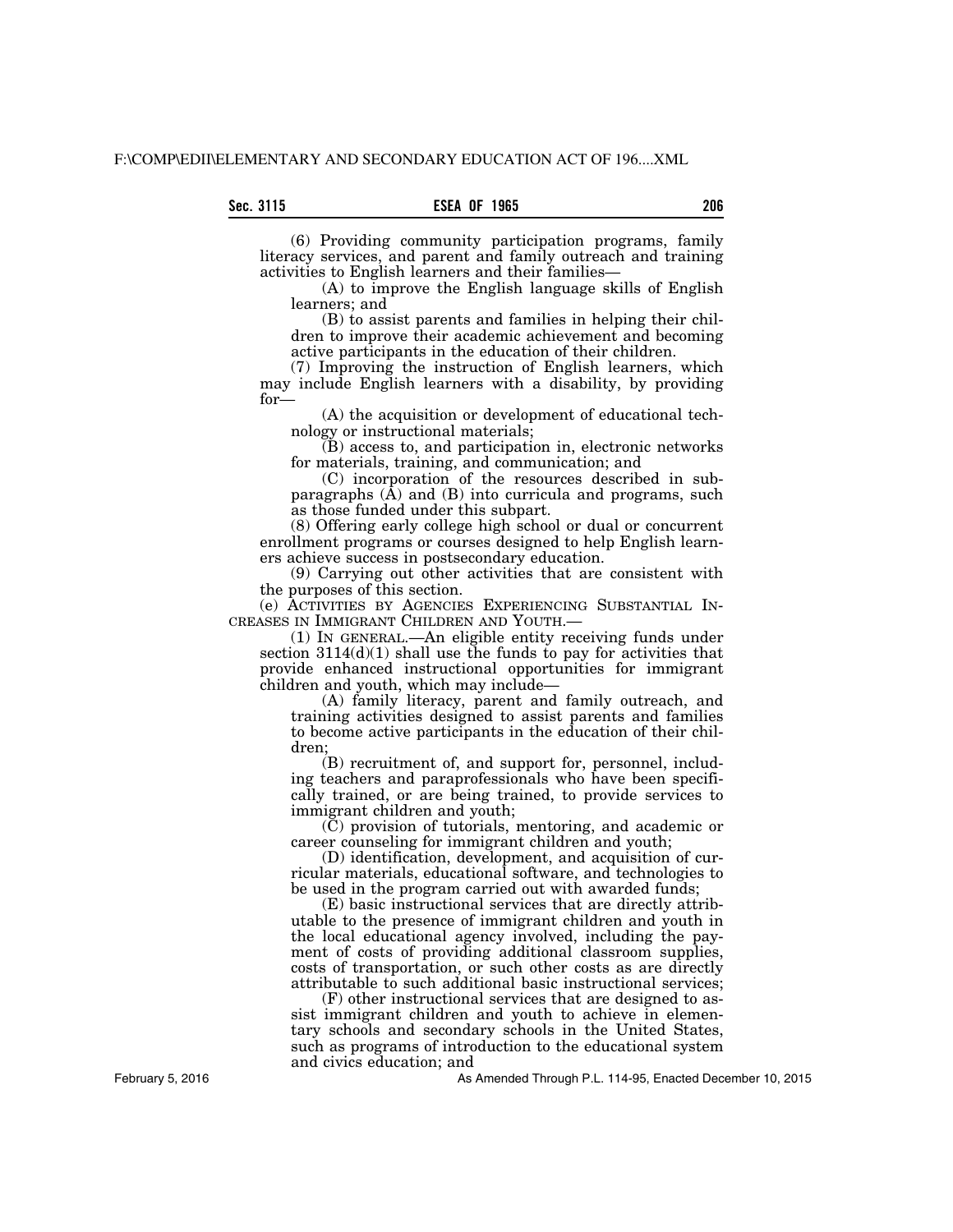(6) Providing community participation programs, family literacy services, and parent and family outreach and training activities to English learners and their families—

(A) to improve the English language skills of English learners; and

(B) to assist parents and families in helping their children to improve their academic achievement and becoming active participants in the education of their children.

(7) Improving the instruction of English learners, which may include English learners with a disability, by providing for—

(A) the acquisition or development of educational technology or instructional materials;

(B) access to, and participation in, electronic networks for materials, training, and communication; and

(C) incorporation of the resources described in subparagraphs (A) and (B) into curricula and programs, such as those funded under this subpart.

(8) Offering early college high school or dual or concurrent enrollment programs or courses designed to help English learners achieve success in postsecondary education.

(9) Carrying out other activities that are consistent with the purposes of this section.

(e) ACTIVITIES BY AGENCIES EXPERIENCING SUBSTANTIAL INCREASES IN IMMIGRANT CHILDREN AND YOUTH.—

(1) IN GENERAL.—An eligible entity receiving funds under section 3114(d)(1) shall use the funds to pay for activities that provide enhanced instructional opportunities for immigrant children and youth, which may include—

(A) family literacy, parent and family outreach, and training activities designed to assist parents and families to become active participants in the education of their children;

(B) recruitment of, and support for, personnel, including teachers and paraprofessionals who have been specifically trained, or are being trained, to provide services to immigrant children and youth;

(C) provision of tutorials, mentoring, and academic or career counseling for immigrant children and youth;

(D) identification, development, and acquisition of curricular materials, educational software, and technologies to be used in the program carried out with awarded funds;

(E) basic instructional services that are directly attributable to the presence of immigrant children and youth in the local educational agency involved, including the payment of costs of providing additional classroom supplies, costs of transportation, or such other costs as are directly attributable to such additional basic instructional services;

(F) other instructional services that are designed to assist immigrant children and youth to achieve in elementary schools and secondary schools in the United States, such as programs of introduction to the educational system and civics education; and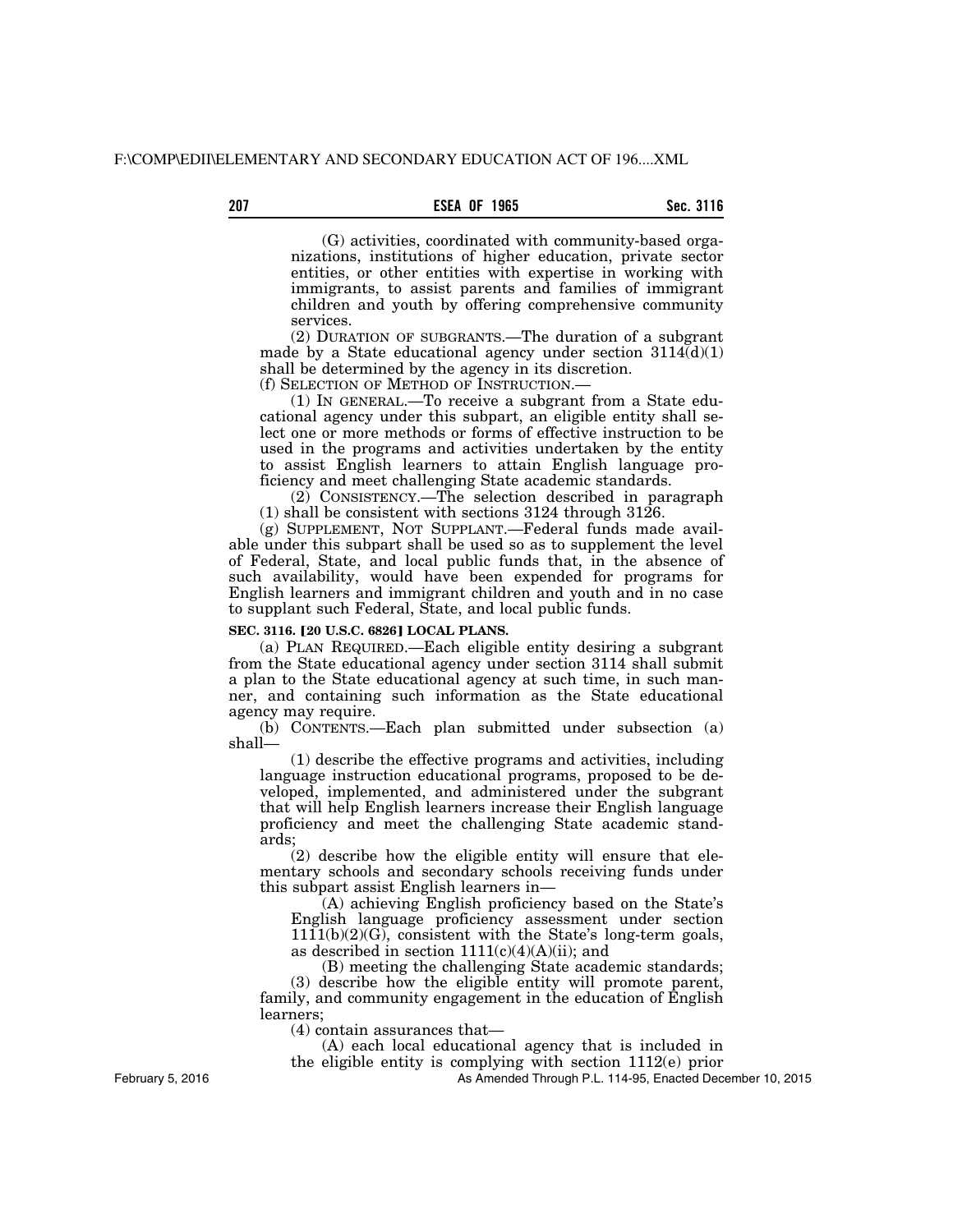(G) activities, coordinated with community-based organizations, institutions of higher education, private sector entities, or other entities with expertise in working with immigrants, to assist parents and families of immigrant children and youth by offering comprehensive community services.

(2) DURATION OF SUBGRANTS.—The duration of a subgrant made by a State educational agency under section 3114(d)(1) shall be determined by the agency in its discretion.

(f) SELECTION OF METHOD OF INSTRUCTION.—

(1) IN GENERAL.—To receive a subgrant from a State educational agency under this subpart, an eligible entity shall select one or more methods or forms of effective instruction to be used in the programs and activities undertaken by the entity to assist English learners to attain English language proficiency and meet challenging State academic standards.

(2) CONSISTENCY.—The selection described in paragraph (1) shall be consistent with sections 3124 through 3126.

(g) SUPPLEMENT, NOT SUPPLANT.—Federal funds made available under this subpart shall be used so as to supplement the level of Federal, State, and local public funds that, in the absence of such availability, would have been expended for programs for English learners and immigrant children and youth and in no case to supplant such Federal, State, and local public funds.

**SEC. 3116. [20 U.S.C. 6826] LOCAL PLANS.**

(a) PLAN REQUIRED.—Each eligible entity desiring a subgrant from the State educational agency under section 3114 shall submit a plan to the State educational agency at such time, in such manner, and containing such information as the State educational agency may require.

(b) CONTENTS.—Each plan submitted under subsection (a) shall—

(1) describe the effective programs and activities, including language instruction educational programs, proposed to be developed, implemented, and administered under the subgrant that will help English learners increase their English language proficiency and meet the challenging State academic standards;

(2) describe how the eligible entity will ensure that elementary schools and secondary schools receiving funds under this subpart assist English learners in—

(A) achieving English proficiency based on the State's English language proficiency assessment under section 1111(b)(2)(G), consistent with the State's long-term goals, as described in section 1111(c)(4)(A)(ii); and

(B) meeting the challenging State academic standards;

(3) describe how the eligible entity will promote parent, family, and community engagement in the education of English learners;

(4) contain assurances that—

(A) each local educational agency that is included in the eligible entity is complying with section 1112(e) prior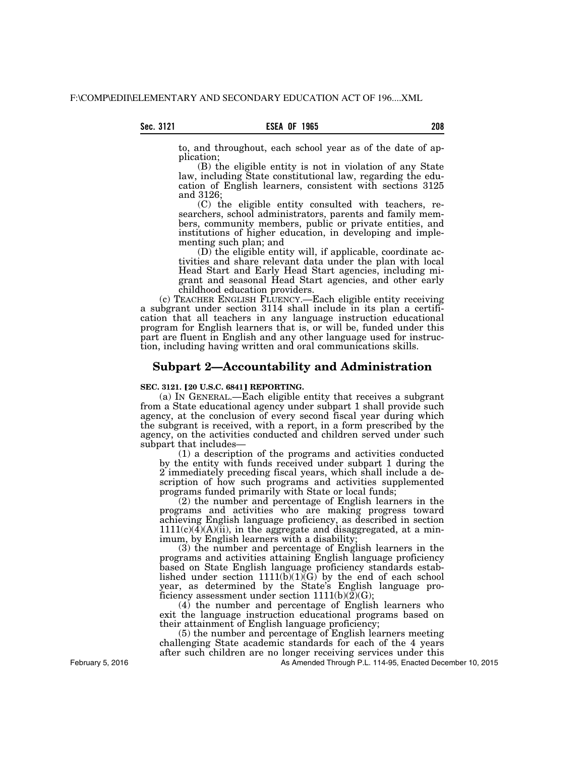to, and throughout, each school year as of the date of application;

(B) the eligible entity is not in violation of any State law, including State constitutional law, regarding the education of English learners, consistent with sections 3125 and 3126;

(C) the eligible entity consulted with teachers, researchers, school administrators, parents and family members, community members, public or private entities, and institutions of higher education, in developing and implementing such plan; and

(D) the eligible entity will, if applicable, coordinate activities and share relevant data under the plan with local Head Start and Early Head Start agencies, including migrant and seasonal Head Start agencies, and other early childhood education providers.

(c) TEACHER ENGLISH FLUENCY.—Each eligible entity receiving a subgrant under section 3114 shall include in its plan a certification that all teachers in any language instruction educational program for English learners that is, or will be, funded under this part are fluent in English and any other language used for instruction, including having written and oral communications skills.

## Subpart 2—Accountability and Administration

**SEC. 3121. [20 U.S.C. 6841] REPORTING.**

(a) IN GENERAL.—Each eligible entity that receives a subgrant from a State educational agency under subpart 1 shall provide such agency, at the conclusion of every second fiscal year during which the subgrant is received, with a report, in a form prescribed by the agency, on the activities conducted and children served under such subpart that includes—

(1) a description of the programs and activities conducted by the entity with funds received under subpart 1 during the 2 immediately preceding fiscal years, which shall include a description of how such programs and activities supplemented programs funded primarily with State or local funds;

(2) the number and percentage of English learners in the programs and activities who are making progress toward achieving English language proficiency, as described in section 1111(c)(4)(A)(ii), in the aggregate and disaggregated, at a minimum, by English learners with a disability;

(3) the number and percentage of English learners in the programs and activities attaining English language proficiency based on State English language proficiency standards established under section 1111(b)(1)(G) by the end of each school year, as determined by the State's English language proficiency assessment under section 1111(b)(2)(G);

(4) the number and percentage of English learners who exit the language instruction educational programs based on their attainment of English language proficiency;

(5) the number and percentage of English learners meeting challenging State academic standards for each of the 4 years after such children are no longer receiving services under this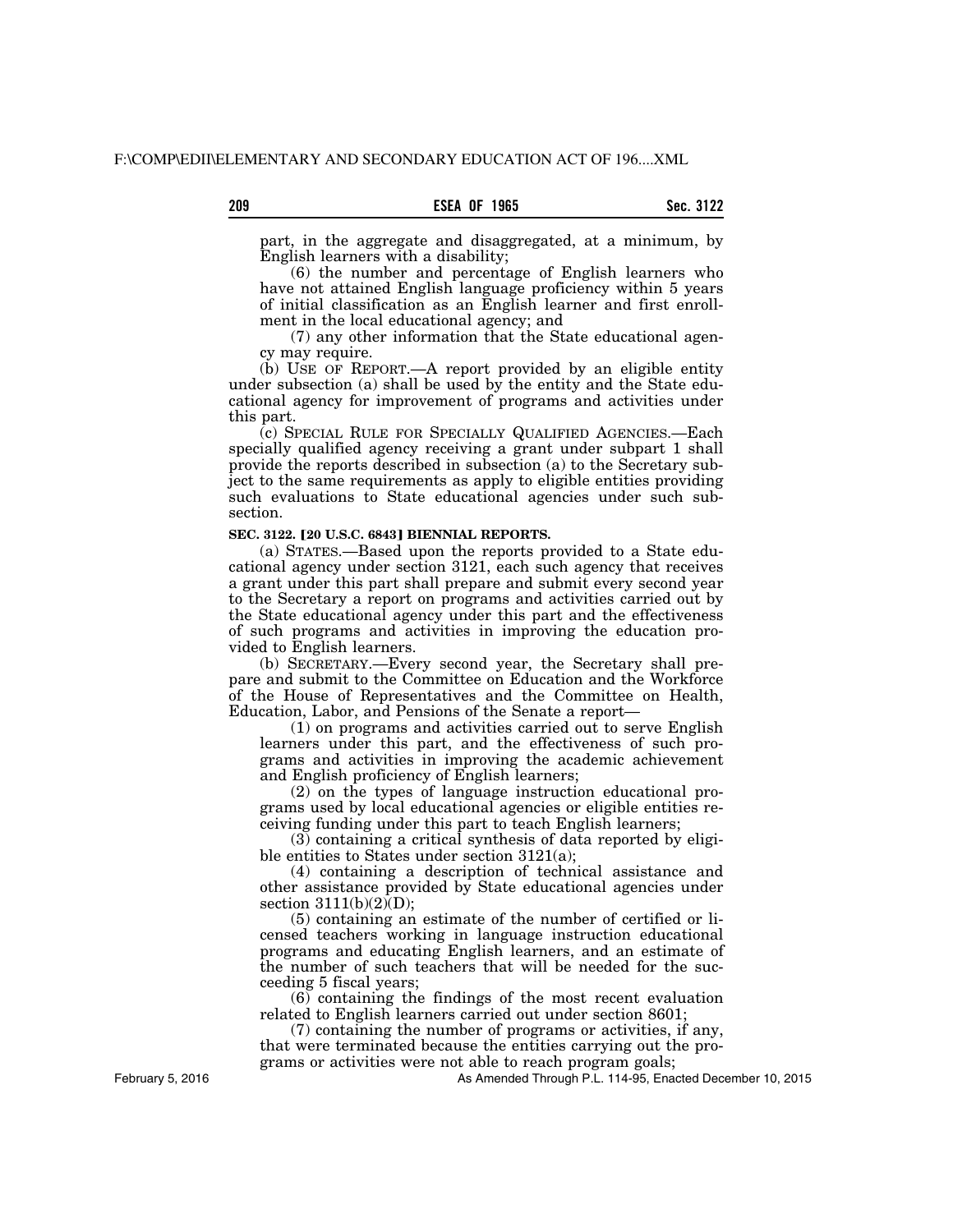part, in the aggregate and disaggregated, at a minimum, by English learners with a disability;

(6) the number and percentage of English learners who have not attained English language proficiency within 5 years of initial classification as an English learner and first enrollment in the local educational agency; and

(7) any other information that the State educational agency may require.

(b) USE OF REPORT.—A report provided by an eligible entity under subsection (a) shall be used by the entity and the State educational agency for improvement of programs and activities under this part.

(c) SPECIAL RULE FOR SPECIALLY QUALIFIED AGENCIES.—Each specially qualified agency receiving a grant under subpart 1 shall provide the reports described in subsection (a) to the Secretary subject to the same requirements as apply to eligible entities providing such evaluations to State educational agencies under such subsection.

**SEC. 3122. [20 U.S.C. 6843] BIENNIAL REPORTS.**

(a) STATES.—Based upon the reports provided to a State educational agency under section 3121, each such agency that receives a grant under this part shall prepare and submit every second year to the Secretary a report on programs and activities carried out by the State educational agency under this part and the effectiveness of such programs and activities in improving the education provided to English learners.

(b) SECRETARY.—Every second year, the Secretary shall prepare and submit to the Committee on Education and the Workforce of the House of Representatives and the Committee on Health, Education, Labor, and Pensions of the Senate a report—

(1) on programs and activities carried out to serve English learners under this part, and the effectiveness of such programs and activities in improving the academic achievement and English proficiency of English learners;

(2) on the types of language instruction educational programs used by local educational agencies or eligible entities receiving funding under this part to teach English learners;

(3) containing a critical synthesis of data reported by eligible entities to States under section 3121(a);

(4) containing a description of technical assistance and other assistance provided by State educational agencies under section 3111(b)(2)(D);

(5) containing an estimate of the number of certified or licensed teachers working in language instruction educational programs and educating English learners, and an estimate of the number of such teachers that will be needed for the succeeding 5 fiscal years;

(6) containing the findings of the most recent evaluation related to English learners carried out under section 8601;

(7) containing the number of programs or activities, if any, that were terminated because the entities carrying out the programs or activities were not able to reach program goals;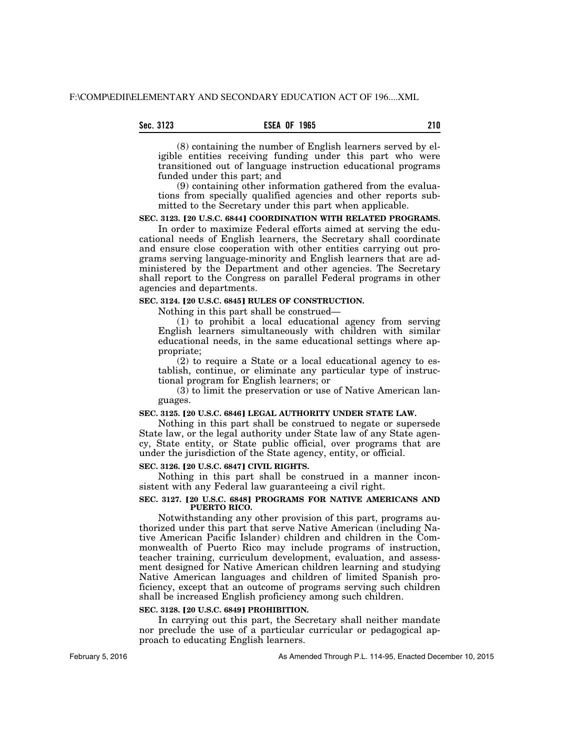(8) containing the number of English learners served by eligible entities receiving funding under this part who were transitioned out of language instruction educational programs funded under this part; and

(9) containing other information gathered from the evaluations from specially qualified agencies and other reports submitted to the Secretary under this part when applicable.

**SEC. 3123. [20 U.S.C. 6844] COORDINATION WITH RELATED PROGRAMS.**

In order to maximize Federal efforts aimed at serving the educational needs of English learners, the Secretary shall coordinate and ensure close cooperation with other entities carrying out programs serving language-minority and English learners that are administered by the Department and other agencies. The Secretary shall report to the Congress on parallel Federal programs in other agencies and departments.

**SEC. 3124. [20 U.S.C. 6845] RULES OF CONSTRUCTION.**

Nothing in this part shall be construed—

(1) to prohibit a local educational agency from serving English learners simultaneously with children with similar educational needs, in the same educational settings where appropriate;

(2) to require a State or a local educational agency to establish, continue, or eliminate any particular type of instructional program for English learners; or

(3) to limit the preservation or use of Native American languages.

**SEC. 3125. [20 U.S.C. 6846] LEGAL AUTHORITY UNDER STATE LAW.**

Nothing in this part shall be construed to negate or supersede State law, or the legal authority under State law of any State agency, State entity, or State public official, over programs that are under the jurisdiction of the State agency, entity, or official.

**SEC. 3126. [20 U.S.C. 6847] CIVIL RIGHTS.**

Nothing in this part shall be construed in a manner inconsistent with any Federal law guaranteeing a civil right.

**SEC. 3127. [20 U.S.C. 6848] PROGRAMS FOR NATIVE AMERICANS AND PUERTO RICO.**

Notwithstanding any other provision of this part, programs authorized under this part that serve Native American (including Native American Pacific Islander) children and children in the Commonwealth of Puerto Rico may include programs of instruction, teacher training, curriculum development, evaluation, and assessment designed for Native American children learning and studying Native American languages and children of limited Spanish proficiency, except that an outcome of programs serving such children shall be increased English proficiency among such children.

**SEC. 3128. [20 U.S.C. 6849] PROHIBITION.**

In carrying out this part, the Secretary shall neither mandate nor preclude the use of a particular curricular or pedagogical approach to educating English learners.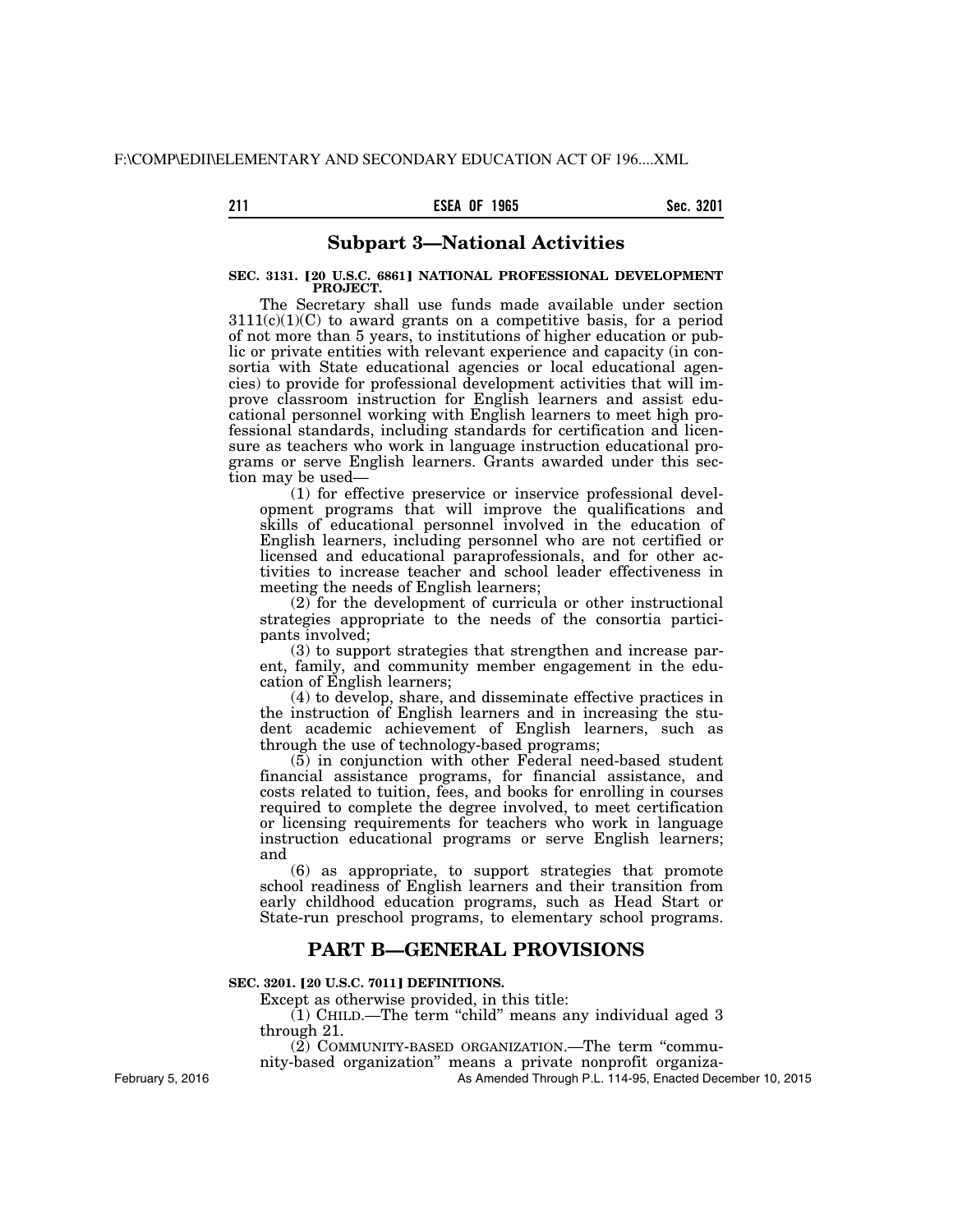## Subpart 3—National Activities

**SEC. 3131. [20 U.S.C. 6861] NATIONAL PROFESSIONAL DEVELOPMENT PROJECT.**

The Secretary shall use funds made available under section 3111(c)(1)(C) to award grants on a competitive basis, for a period of not more than 5 years, to institutions of higher education or public or private entities with relevant experience and capacity (in consortia with State educational agencies or local educational agencies) to provide for professional development activities that will improve classroom instruction for English learners and assist educational personnel working with English learners to meet high professional standards, including standards for certification and licensure as teachers who work in language instruction educational programs or serve English learners. Grants awarded under this section may be used—

(1) for effective preservice or inservice professional development programs that will improve the qualifications and skills of educational personnel involved in the education of English learners, including personnel who are not certified or licensed and educational paraprofessionals, and for other activities to increase teacher and school leader effectiveness in meeting the needs of English learners;

(2) for the development of curricula or other instructional strategies appropriate to the needs of the consortia participants involved;

(3) to support strategies that strengthen and increase parent, family, and community member engagement in the education of English learners;

(4) to develop, share, and disseminate effective practices in the instruction of English learners and in increasing the student academic achievement of English learners, such as through the use of technology-based programs;

(5) in conjunction with other Federal need-based student financial assistance programs, for financial assistance, and costs related to tuition, fees, and books for enrolling in courses required to complete the degree involved, to meet certification or licensing requirements for teachers who work in language instruction educational programs or serve English learners; and

(6) as appropriate, to support strategies that promote school readiness of English learners and their transition from early childhood education programs, such as Head Start or State-run preschool programs, to elementary school programs.

# PART B—GENERAL PROVISIONS

**SEC. 3201. [20 U.S.C. 7011] DEFINITIONS.**

Except as otherwise provided, in this title:

(1) CHILD.—The term "child" means any individual aged 3 through 21.

(2) COMMUNITY-BASED ORGANIZATION.—The term "community-based organization" means a private nonprofit organiza-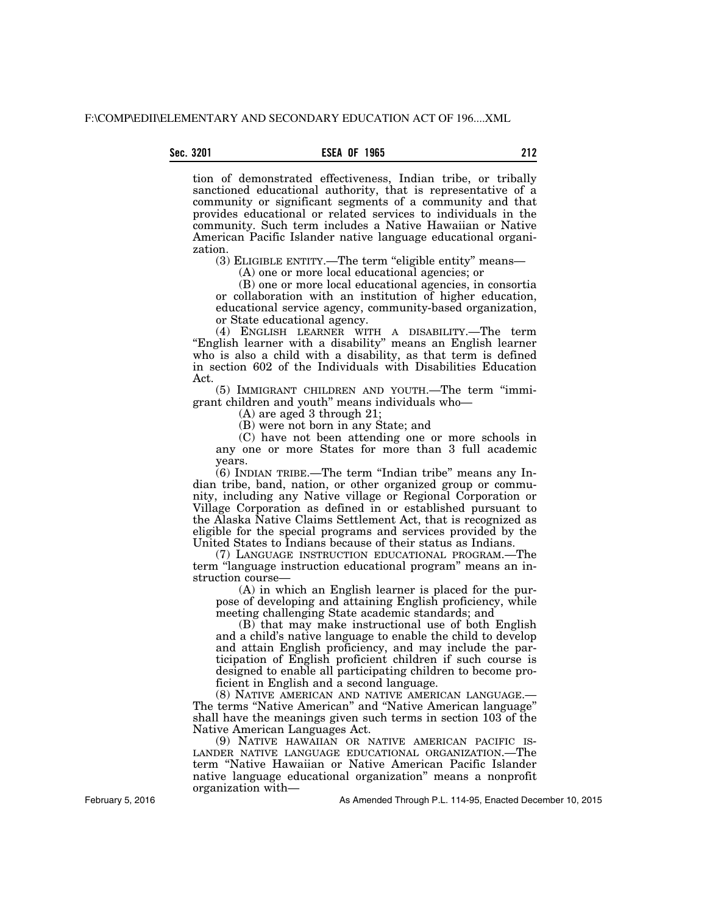tion of demonstrated effectiveness, Indian tribe, or tribally sanctioned educational authority, that is representative of a community or significant segments of a community and that provides educational or related services to individuals in the community. Such term includes a Native Hawaiian or Native American Pacific Islander native language educational organization.

(3) ELIGIBLE ENTITY.—The term "eligible entity" means—

(A) one or more local educational agencies; or

(B) one or more local educational agencies, in consortia or collaboration with an institution of higher education, educational service agency, community-based organization, or State educational agency.

(4) ENGLISH LEARNER WITH A DISABILITY.—The term "English learner with a disability" means an English learner who is also a child with a disability, as that term is defined in section 602 of the Individuals with Disabilities Education Act.

(5) IMMIGRANT CHILDREN AND YOUTH.—The term "immigrant children and youth" means individuals who—

(A) are aged 3 through 21;

(B) were not born in any State; and

(C) have not been attending one or more schools in any one or more States for more than 3 full academic years.

(6) INDIAN TRIBE.—The term "Indian tribe" means any Indian tribe, band, nation, or other organized group or community, including any Native village or Regional Corporation or Village Corporation as defined in or established pursuant to the Alaska Native Claims Settlement Act, that is recognized as eligible for the special programs and services provided by the United States to Indians because of their status as Indians.

(7) LANGUAGE INSTRUCTION EDUCATIONAL PROGRAM.—The term "language instruction educational program" means an instruction course—

(A) in which an English learner is placed for the purpose of developing and attaining English proficiency, while meeting challenging State academic standards; and

(B) that may make instructional use of both English and a child's native language to enable the child to develop and attain English proficiency, and may include the participation of English proficient children if such course is designed to enable all participating children to become proficient in English and a second language.

(8) NATIVE AMERICAN AND NATIVE AMERICAN LANGUAGE.—The terms "Native American" and "Native American language" shall have the meanings given such terms in section 103 of the Native American Languages Act.

(9) NATIVE HAWAIIAN OR NATIVE AMERICAN PACIFIC ISLANDER NATIVE LANGUAGE EDUCATIONAL ORGANIZATION.—The term "Native Hawaiian or Native American Pacific Islander native language educational organization" means a nonprofit organization with—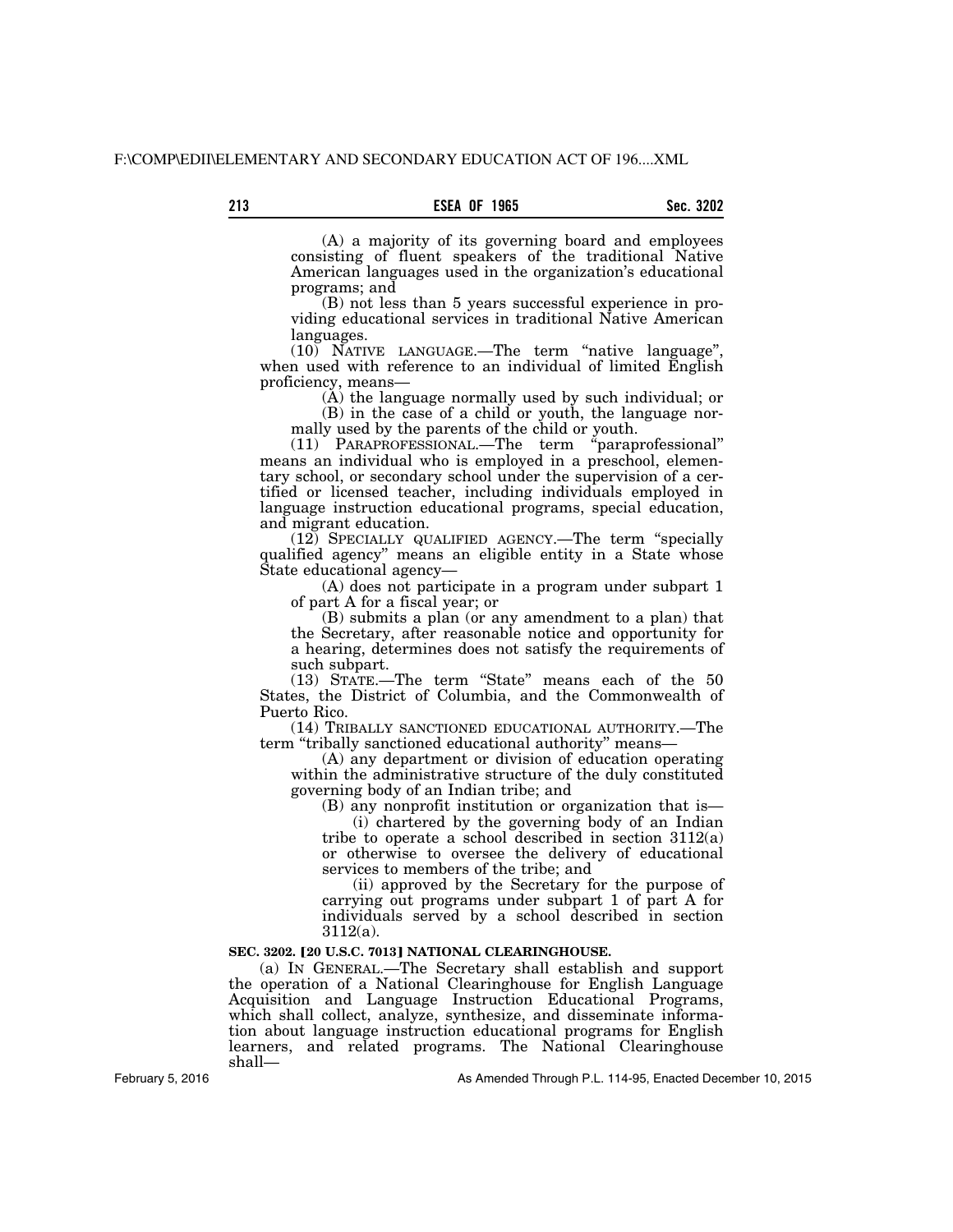(A) a majority of its governing board and employees consisting of fluent speakers of the traditional Native American languages used in the organization's educational programs; and

(B) not less than 5 years successful experience in providing educational services in traditional Native American languages.

(10) NATIVE LANGUAGE.—The term "native language", when used with reference to an individual of limited English proficiency, means—

(A) the language normally used by such individual; or

(B) in the case of a child or youth, the language normally used by the parents of the child or youth.

(11) PARAPROFESSIONAL.—The term "paraprofessional" means an individual who is employed in a preschool, elementary school, or secondary school under the supervision of a certified or licensed teacher, including individuals employed in language instruction educational programs, special education, and migrant education.

(12) SPECIALLY QUALIFIED AGENCY.—The term "specially qualified agency" means an eligible entity in a State whose State educational agency—

(A) does not participate in a program under subpart 1 of part A for a fiscal year; or

(B) submits a plan (or any amendment to a plan) that the Secretary, after reasonable notice and opportunity for a hearing, determines does not satisfy the requirements of such subpart.

(13) STATE.—The term "State" means each of the 50 States, the District of Columbia, and the Commonwealth of Puerto Rico.

(14) TRIBALLY SANCTIONED EDUCATIONAL AUTHORITY.—The term "tribally sanctioned educational authority" means—

(A) any department or division of education operating within the administrative structure of the duly constituted governing body of an Indian tribe; and

(B) any nonprofit institution or organization that is—

(i) chartered by the governing body of an Indian tribe to operate a school described in section 3112(a) or otherwise to oversee the delivery of educational services to members of the tribe; and

(ii) approved by the Secretary for the purpose of carrying out programs under subpart 1 of part A for individuals served by a school described in section 3112(a).

**SEC. 3202. [20 U.S.C. 7013] NATIONAL CLEARINGHOUSE.**

(a) IN GENERAL.—The Secretary shall establish and support the operation of a National Clearinghouse for English Language Acquisition and Language Instruction Educational Programs, which shall collect, analyze, synthesize, and disseminate information about language instruction educational programs for English learners, and related programs. The National Clearinghouse shall—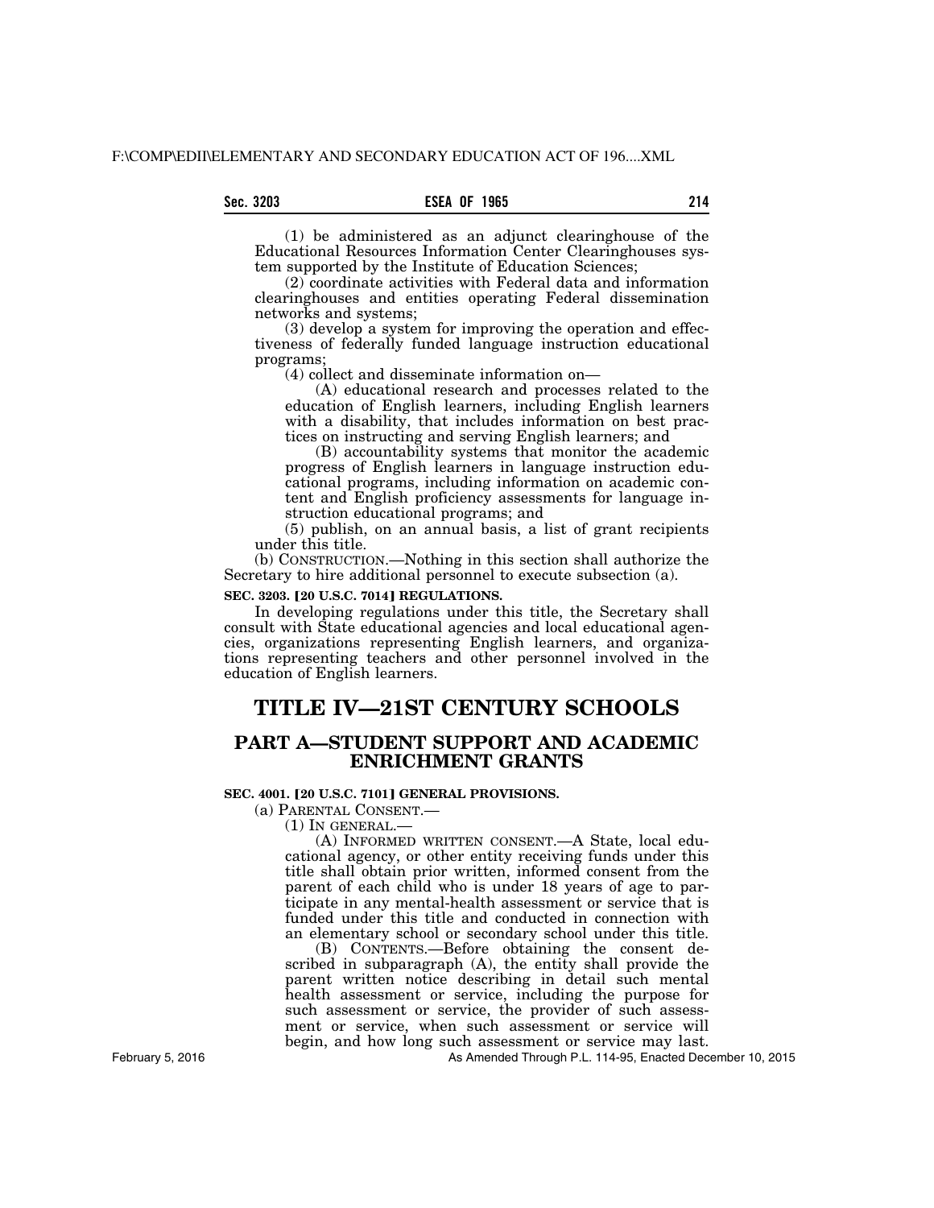(1) be administered as an adjunct clearinghouse of the Educational Resources Information Center Clearinghouses system supported by the Institute of Education Sciences;

(2) coordinate activities with Federal data and information clearinghouses and entities operating Federal dissemination networks and systems;

(3) develop a system for improving the operation and effectiveness of federally funded language instruction educational programs;

(4) collect and disseminate information on—

(A) educational research and processes related to the education of English learners, including English learners with a disability, that includes information on best practices on instructing and serving English learners; and

(B) accountability systems that monitor the academic progress of English learners in language instruction educational programs, including information on academic content and English proficiency assessments for language instruction educational programs; and

(5) publish, on an annual basis, a list of grant recipients under this title.

(b) CONSTRUCTION.—Nothing in this section shall authorize the Secretary to hire additional personnel to execute subsection (a).

**SEC. 3203. [20 U.S.C. 7014] REGULATIONS.**

In developing regulations under this title, the Secretary shall consult with State educational agencies and local educational agencies, organizations representing English learners, and organizations representing teachers and other personnel involved in the education of English learners.

# TITLE IV—21ST CENTURY SCHOOLS

## PART A—STUDENT SUPPORT AND ACADEMIC ENRICHMENT GRANTS

**SEC. 4001. [20 U.S.C. 7101] GENERAL PROVISIONS.**

(a) PARENTAL CONSENT.—

(1) IN GENERAL.—

(A) INFORMED WRITTEN CONSENT.—A State, local educational agency, or other entity receiving funds under this title shall obtain prior written, informed consent from the parent of each child who is under 18 years of age to participate in any mental-health assessment or service that is funded under this title and conducted in connection with an elementary school or secondary school under this title.

(B) CONTENTS.—Before obtaining the consent described in subparagraph (A), the entity shall provide the parent written notice describing in detail such mental health assessment or service, including the purpose for such assessment or service, the provider of such assessment or service, when such assessment or service will begin, and how long such assessment or service may last.